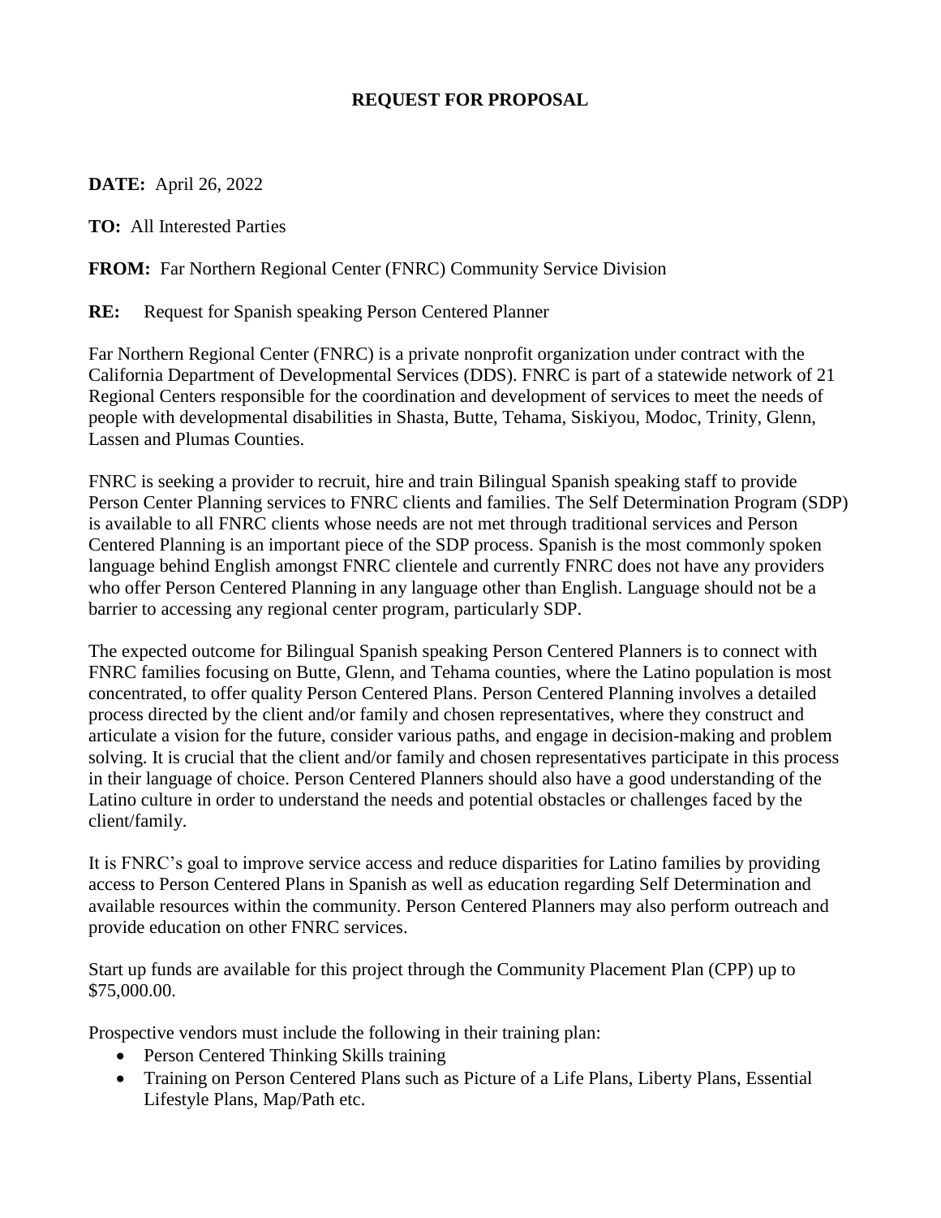# REQUEST FOR PROPOSAL

**DATE:** April 26, 2022

**TO:** All Interested Parties

**FROM:** Far Northern Regional Center (FNRC) Community Service Division

**RE:** Request for Spanish speaking Person Centered Planner

Far Northern Regional Center (FNRC) is a private nonprofit organization under contract with the California Department of Developmental Services (DDS). FNRC is part of a statewide network of 21 Regional Centers responsible for the coordination and development of services to meet the needs of people with developmental disabilities in Shasta, Butte, Tehama, Siskiyou, Modoc, Trinity, Glenn, Lassen and Plumas Counties.

FNRC is seeking a provider to recruit, hire and train Bilingual Spanish speaking staff to provide Person Center Planning services to FNRC clients and families. The Self Determination Program (SDP) is available to all FNRC clients whose needs are not met through traditional services and Person Centered Planning is an important piece of the SDP process. Spanish is the most commonly spoken language behind English amongst FNRC clientele and currently FNRC does not have any providers who offer Person Centered Planning in any language other than English. Language should not be a barrier to accessing any regional center program, particularly SDP.

The expected outcome for Bilingual Spanish speaking Person Centered Planners is to connect with FNRC families focusing on Butte, Glenn, and Tehama counties, where the Latino population is most concentrated, to offer quality Person Centered Plans. Person Centered Planning involves a detailed process directed by the client and/or family and chosen representatives, where they construct and articulate a vision for the future, consider various paths, and engage in decision-making and problem solving. It is crucial that the client and/or family and chosen representatives participate in this process in their language of choice. Person Centered Planners should also have a good understanding of the Latino culture in order to understand the needs and potential obstacles or challenges faced by the client/family.

It is FNRC's goal to improve service access and reduce disparities for Latino families by providing access to Person Centered Plans in Spanish as well as education regarding Self Determination and available resources within the community. Person Centered Planners may also perform outreach and provide education on other FNRC services.

Start up funds are available for this project through the Community Placement Plan (CPP) up to $75,000.00.

Prospective vendors must include the following in their training plan:

- Person Centered Thinking Skills training
- Training on Person Centered Plans such as Picture of a Life Plans, Liberty Plans, Essential Lifestyle Plans, Map/Path etc.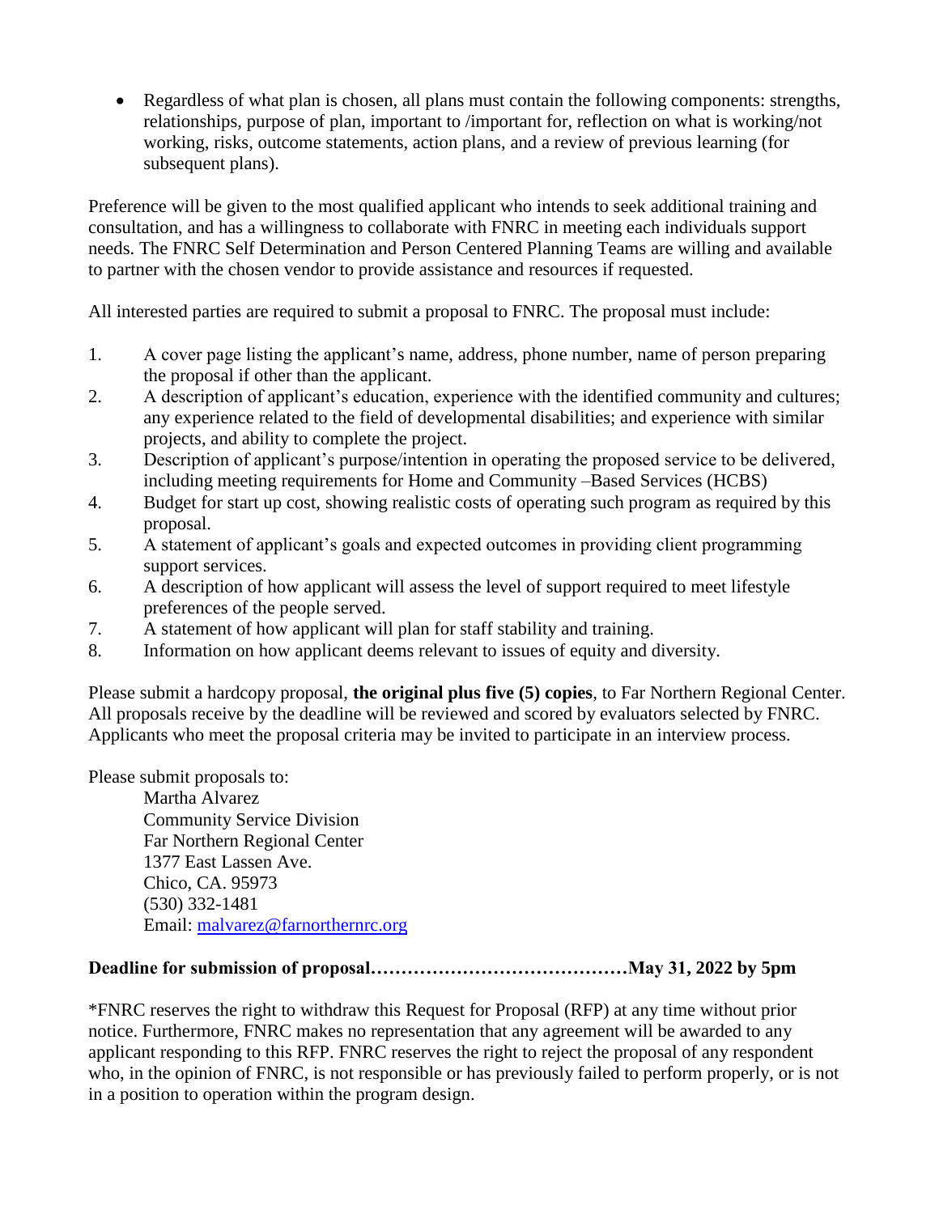- Regardless of what plan is chosen, all plans must contain the following components: strengths, relationships, purpose of plan, important to /important for, reflection on what is working/not working, risks, outcome statements, action plans, and a review of previous learning (for subsequent plans).

Preference will be given to the most qualified applicant who intends to seek additional training and consultation, and has a willingness to collaborate with FNRC in meeting each individuals support needs. The FNRC Self Determination and Person Centered Planning Teams are willing and available to partner with the chosen vendor to provide assistance and resources if requested.

All interested parties are required to submit a proposal to FNRC. The proposal must include:

1. A cover page listing the applicant's name, address, phone number, name of person preparing the proposal if other than the applicant.
2. A description of applicant's education, experience with the identified community and cultures; any experience related to the field of developmental disabilities; and experience with similar projects, and ability to complete the project.
3. Description of applicant's purpose/intention in operating the proposed service to be delivered, including meeting requirements for Home and Community –Based Services (HCBS)
4. Budget for start up cost, showing realistic costs of operating such program as required by this proposal.
5. A statement of applicant's goals and expected outcomes in providing client programming support services.
6. A description of how applicant will assess the level of support required to meet lifestyle preferences of the people served.
7. A statement of how applicant will plan for staff stability and training.
8. Information on how applicant deems relevant to issues of equity and diversity.

Please submit a hardcopy proposal, **the original plus five (5) copies**, to Far Northern Regional Center. All proposals receive by the deadline will be reviewed and scored by evaluators selected by FNRC. Applicants who meet the proposal criteria may be invited to participate in an interview process.

Please submit proposals to:

Martha Alvarez
Community Service Division
Far Northern Regional Center
1377 East Lassen Ave.
Chico, CA. 95973
(530) 332-1481
Email: malvarez@farnorthernrc.org

**Deadline for submission of proposal……………………………………May 31, 2022 by 5pm**

*FNRC reserves the right to withdraw this Request for Proposal (RFP) at any time without prior notice. Furthermore, FNRC makes no representation that any agreement will be awarded to any applicant responding to this RFP. FNRC reserves the right to reject the proposal of any respondent who, in the opinion of FNRC, is not responsible or has previously failed to perform properly, or is not in a position to operation within the program design.